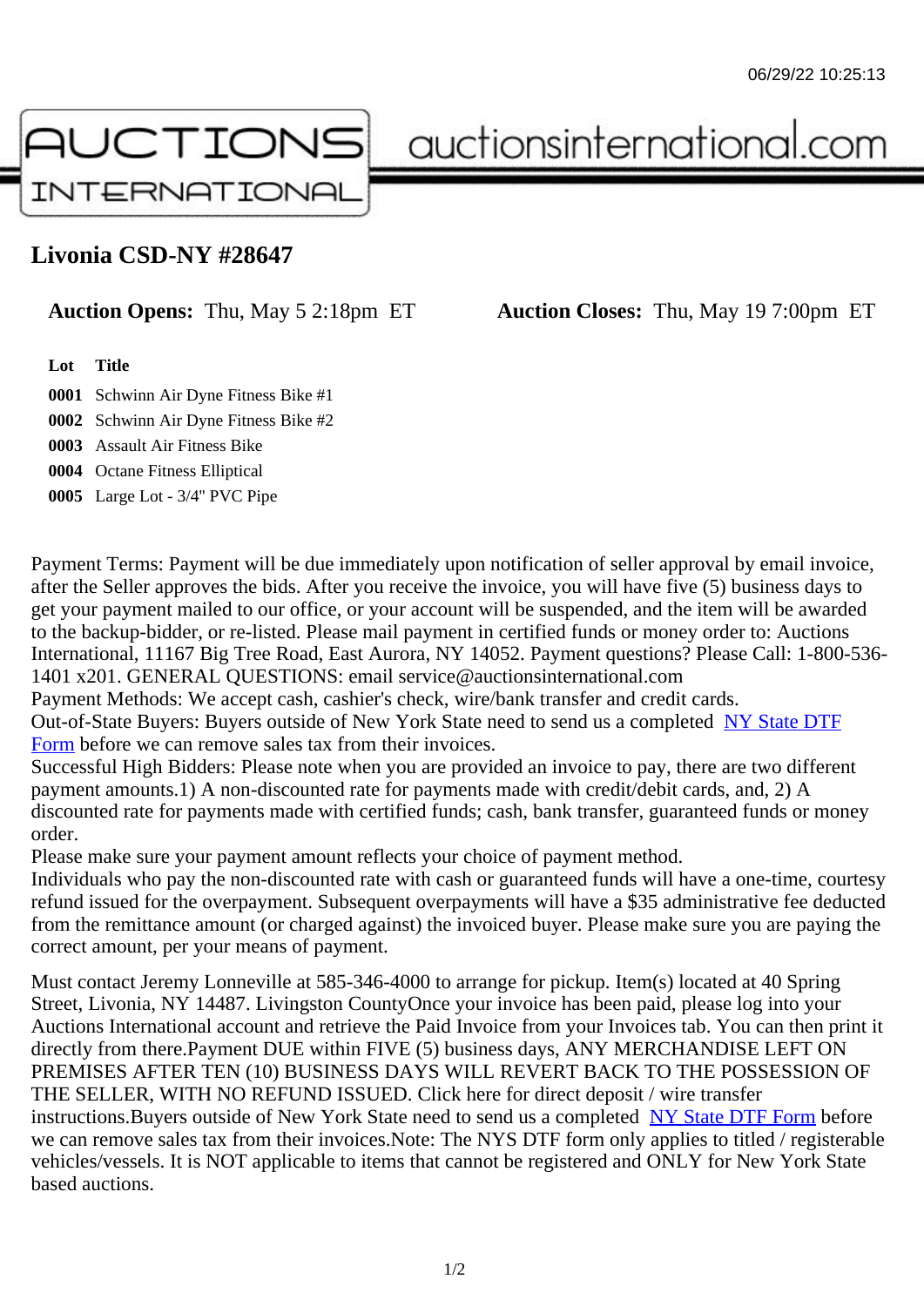06/29/22 10:25:13

AUCTIONS INTERNATIONAL auctionsinternational.com

# Livonia CSD-NY #28647

**Auction Opens:** Thu, May 5 2:18pm ET **Auction Closes:** Thu, May 19 7:00pm ET

| Lot | Title |
|---|---|
| **0001** | Schwinn Air Dyne Fitness Bike #1 |
| **0002** | Schwinn Air Dyne Fitness Bike #2 |
| **0003** | Assault Air Fitness Bike |
| **0004** | Octane Fitness Elliptical |
| **0005** | Large Lot - 3/4" PVC Pipe |

Payment Terms: Payment will be due immediately upon notification of seller approval by email invoice, after the Seller approves the bids. After you receive the invoice, you will have five (5) business days to get your payment mailed to our office, or your account will be suspended, and the item will be awarded to the backup-bidder, or re-listed. Please mail payment in certified funds or money order to: Auctions International, 11167 Big Tree Road, East Aurora, NY 14052. Payment questions? Please Call: 1-800-536-1401 x201. GENERAL QUESTIONS: email service@auctionsinternational.com
Payment Methods: We accept cash, cashier's check, wire/bank transfer and credit cards.
Out-of-State Buyers: Buyers outside of New York State need to send us a completed NY State DTF Form before we can remove sales tax from their invoices.
Successful High Bidders: Please note when you are provided an invoice to pay, there are two different payment amounts.1) A non-discounted rate for payments made with credit/debit cards, and, 2) A discounted rate for payments made with certified funds; cash, bank transfer, guaranteed funds or money order.
Please make sure your payment amount reflects your choice of payment method.
Individuals who pay the non-discounted rate with cash or guaranteed funds will have a one-time, courtesy refund issued for the overpayment. Subsequent overpayments will have a $35 administrative fee deducted from the remittance amount (or charged against) the invoiced buyer. Please make sure you are paying the correct amount, per your means of payment.

Must contact Jeremy Lonneville at 585-346-4000 to arrange for pickup. Item(s) located at 40 Spring Street, Livonia, NY 14487. Livingston CountyOnce your invoice has been paid, please log into your Auctions International account and retrieve the Paid Invoice from your Invoices tab. You can then print it directly from there.Payment DUE within FIVE (5) business days, ANY MERCHANDISE LEFT ON PREMISES AFTER TEN (10) BUSINESS DAYS WILL REVERT BACK TO THE POSSESSION OF THE SELLER, WITH NO REFUND ISSUED. Click here for direct deposit / wire transfer instructions.Buyers outside of New York State need to send us a completed NY State DTF Form before we can remove sales tax from their invoices.Note: The NYS DTF form only applies to titled / registerable vehicles/vessels. It is NOT applicable to items that cannot be registered and ONLY for New York State based auctions.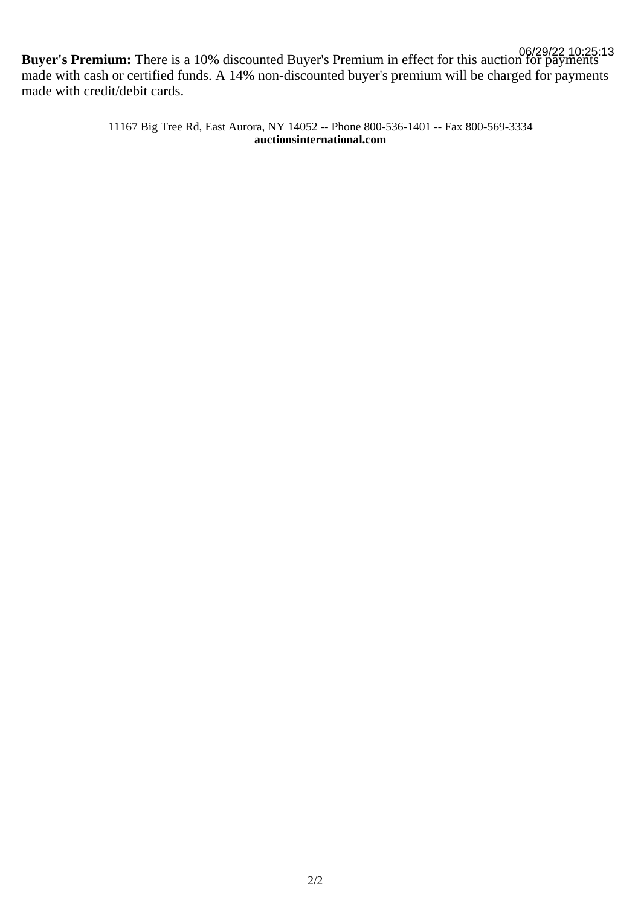**Buyer's Premium:** There is a 10% discounted Buyer's Premium in effect for this auction for payments made with cash or certified funds. A 14% non-discounted buyer's premium will be charged for payments made with credit/debit cards.

11167 Big Tree Rd, East Aurora, NY 14052 -- Phone 800-536-1401 -- Fax 800-569-3334
**auctionsinternational.com**